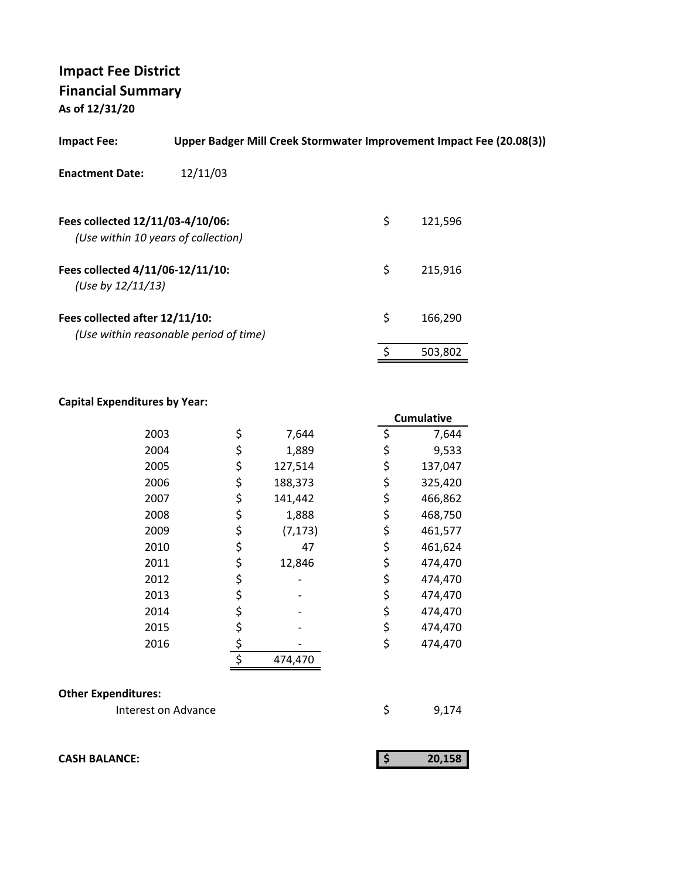# Impact Fee District
## Financial Summary
**As of 12/31/20**

**Impact Fee:** **Upper Badger Mill Creek Stormwater Improvement Impact Fee (20.08(3))**

**Enactment Date:** 12/11/03

| | | |
|---|---|---|
| **Fees collected 12/11/03-4/10/06:** *(Use within 10 years of collection)* | $ | 121,596 |
| **Fees collected 4/11/06-12/11/10:** *(Use by 12/11/13)* | $ | 215,916 |
| **Fees collected after 12/11/10:** *(Use within reasonable period of time)* | $ | 166,290 |
| | $ | 503,802 |

**Capital Expenditures by Year:**

| Year | | Amount | | Cumulative |
|---|---|---|---|---|
| 2003 | $ | 7,644 | $ | 7,644 |
| 2004 | $ | 1,889 | $ | 9,533 |
| 2005 | $ | 127,514 | $ | 137,047 |
| 2006 | $ | 188,373 | $ | 325,420 |
| 2007 | $ | 141,442 | $ | 466,862 |
| 2008 | $ | 1,888 | $ | 468,750 |
| 2009 | $ | (7,173) | $ | 461,577 |
| 2010 | $ | 47 | $ | 461,624 |
| 2011 | $ | 12,846 | $ | 474,470 |
| 2012 | $ | - | $ | 474,470 |
| 2013 | $ | - | $ | 474,470 |
| 2014 | $ | - | $ | 474,470 |
| 2015 | $ | - | $ | 474,470 |
| 2016 | $ | - | $ | 474,470 |
| | $ | 474,470 | | |

**Other Expenditures:**

| | | |
|---|---|---|
| Interest on Advance | $ | 9,174 |

**CASH BALANCE:** **$ 20,158**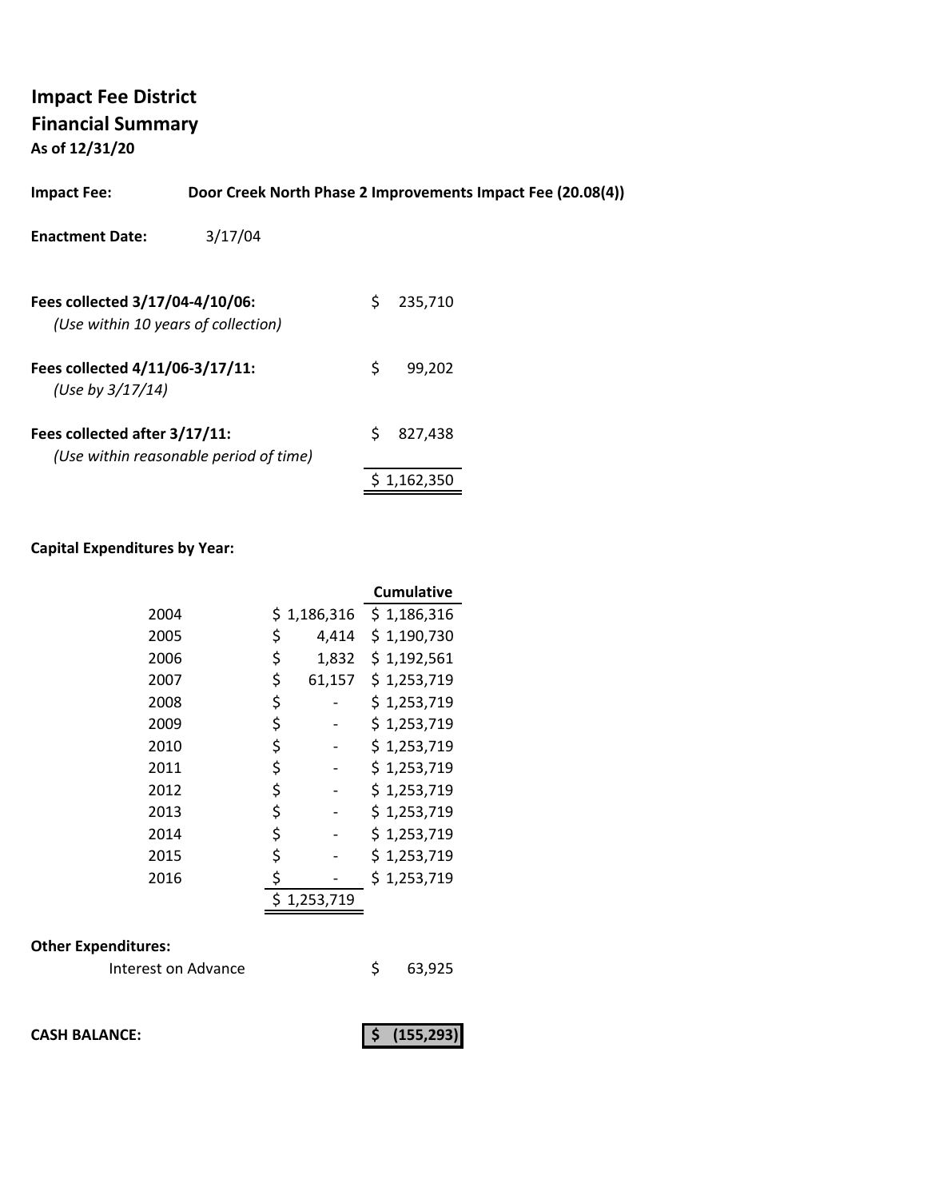# Impact Fee District
## Financial Summary
**As of 12/31/20**

**Impact Fee:** **Door Creek North Phase 2 Improvements Impact Fee (20.08(4))**

**Enactment Date:** 3/17/04

| | |
|---|---|
| **Fees collected 3/17/04-4/10/06:** *(Use within 10 years of collection)* | $ 235,710 |
| **Fees collected 4/11/06-3/17/11:** *(Use by 3/17/14)* | $ 99,202 |
| **Fees collected after 3/17/11:** *(Use within reasonable period of time)* | $ 827,438 |
| | $ 1,162,350 |

**Capital Expenditures by Year:**

| Year | | Cumulative |
|---|---|---|
| 2004 | $ 1,186,316 | $ 1,186,316 |
| 2005 | $ 4,414 | $ 1,190,730 |
| 2006 | $ 1,832 | $ 1,192,561 |
| 2007 | $ 61,157 | $ 1,253,719 |
| 2008 | $ - | $ 1,253,719 |
| 2009 | $ - | $ 1,253,719 |
| 2010 | $ - | $ 1,253,719 |
| 2011 | $ - | $ 1,253,719 |
| 2012 | $ - | $ 1,253,719 |
| 2013 | $ - | $ 1,253,719 |
| 2014 | $ - | $ 1,253,719 |
| 2015 | $ - | $ 1,253,719 |
| 2016 | $ - | $ 1,253,719 |
| | $ 1,253,719 | |

**Other Expenditures:**

| | |
|---|---|
| Interest on Advance | $ 63,925 |

**CASH BALANCE:** **$ (155,293)**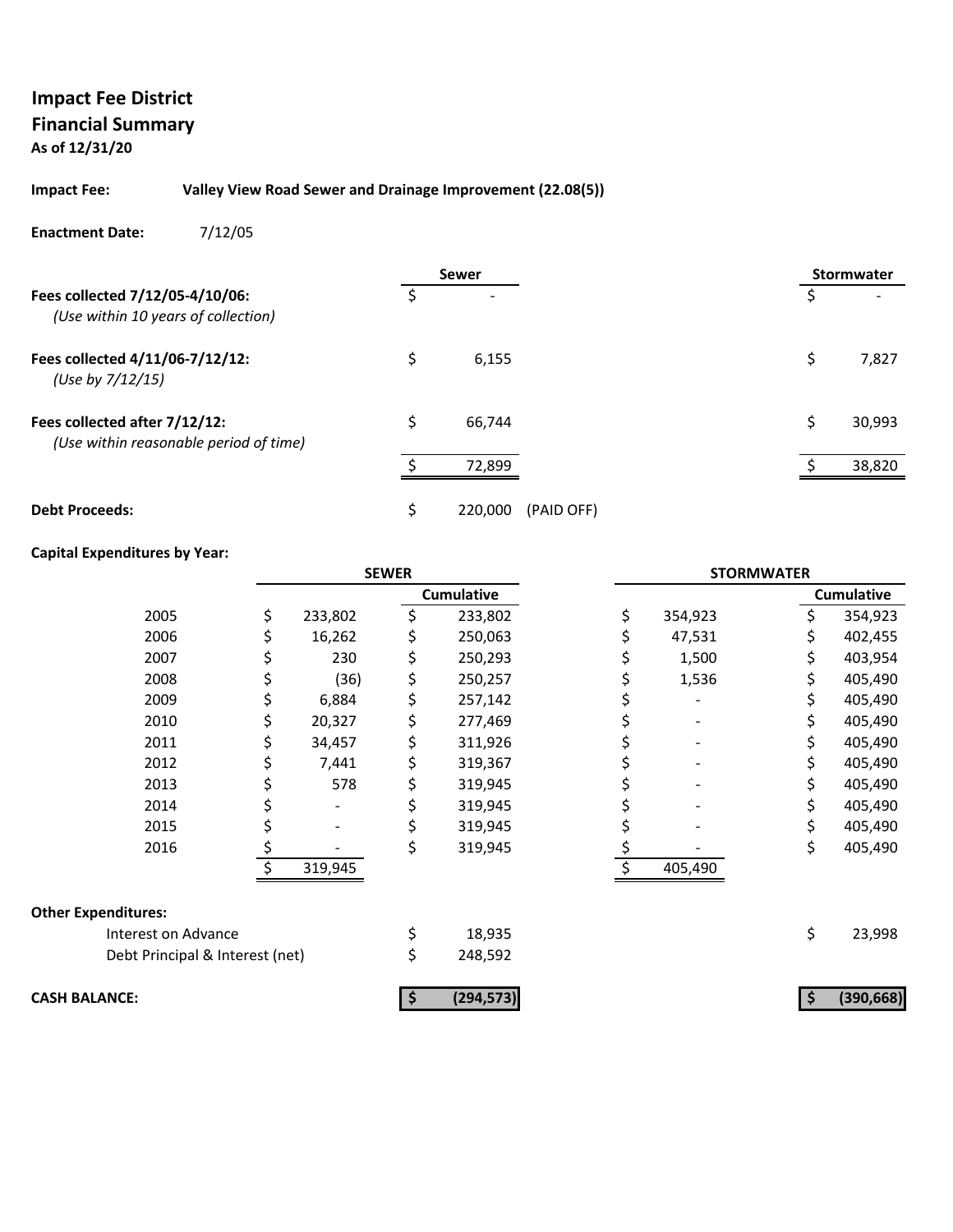## Impact Fee District
## Financial Summary
**As of 12/31/20**

**Impact Fee:** **Valley View Road Sewer and Drainage Improvement (22.08(5))**

**Enactment Date:** 7/12/05

| | Sewer | | Stormwater |
|---|---|---|---|
| **Fees collected 7/12/05-4/10/06:** *(Use within 10 years of collection)* | $ - | | $ - |
| **Fees collected 4/11/06-7/12/12:** *(Use by 7/12/15)* | $ 6,155 | | $ 7,827 |
| **Fees collected after 7/12/12:** *(Use within reasonable period of time)* | $ 66,744 | | $ 30,993 |
| | $ 72,899 | | $ 38,820 |
| **Debt Proceeds:** | $ 220,000 | (PAID OFF) | |

**Capital Expenditures by Year:**

| | SEWER | SEWER Cumulative | STORMWATER | STORMWATER Cumulative |
|---|---|---|---|---|
| 2005 | $ 233,802 | $ 233,802 | $ 354,923 | $ 354,923 |
| 2006 | $ 16,262 | $ 250,063 | $ 47,531 | $ 402,455 |
| 2007 | $ 230 | $ 250,293 | $ 1,500 | $ 403,954 |
| 2008 | $ (36) | $ 250,257 | $ 1,536 | $ 405,490 |
| 2009 | $ 6,884 | $ 257,142 | $ - | $ 405,490 |
| 2010 | $ 20,327 | $ 277,469 | $ - | $ 405,490 |
| 2011 | $ 34,457 | $ 311,926 | $ - | $ 405,490 |
| 2012 | $ 7,441 | $ 319,367 | $ - | $ 405,490 |
| 2013 | $ 578 | $ 319,945 | $ - | $ 405,490 |
| 2014 | $ - | $ 319,945 | $ - | $ 405,490 |
| 2015 | $ - | $ 319,945 | $ - | $ 405,490 |
| 2016 | $ - | $ 319,945 | $ - | $ 405,490 |
| | $ 319,945 | | $ 405,490 | |

**Other Expenditures:**

| | Sewer | Stormwater |
|---|---|---|
| Interest on Advance | $ 18,935 | $ 23,998 |
| Debt Principal & Interest (net) | $ 248,592 | |
| **CASH BALANCE:** | **$ (294,573)** | **$ (390,668)** |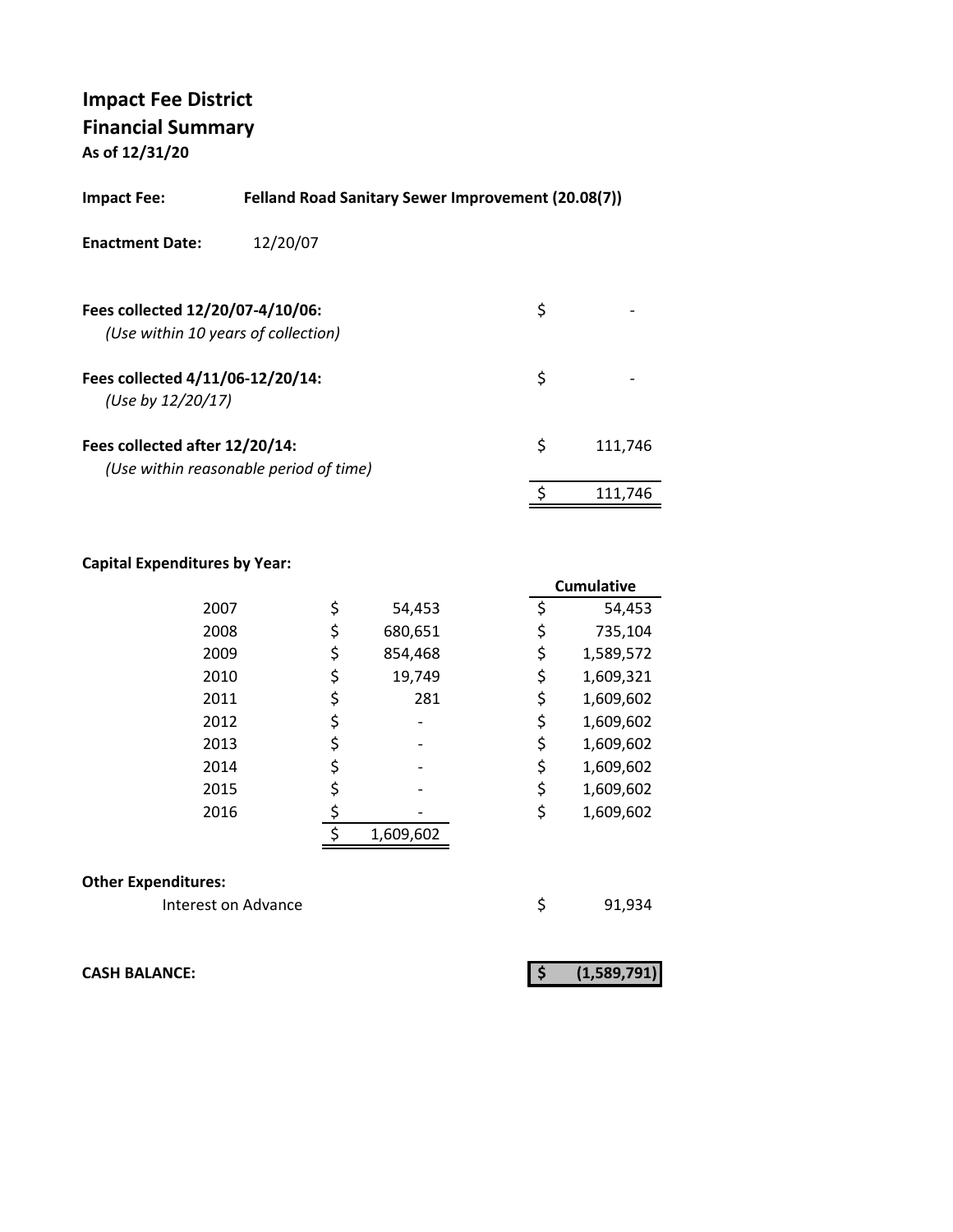# Impact Fee District
## Financial Summary
**As of 12/31/20**

**Impact Fee:** **Felland Road Sanitary Sewer Improvement (20.08(7))**

**Enactment Date:** 12/20/07

| | |
|---|---|
| **Fees collected 12/20/07-4/10/06:** *(Use within 10 years of collection)* | $ - |
| **Fees collected 4/11/06-12/20/14:** *(Use by 12/20/17)* | $ - |
| **Fees collected after 12/20/14:** *(Use within reasonable period of time)* | $ 111,746 |
| | $ 111,746 |

**Capital Expenditures by Year:**

| Year | Amount | Cumulative |
|---|---|---|
| 2007 | $ 54,453 | $ 54,453 |
| 2008 | $ 680,651 | $ 735,104 |
| 2009 | $ 854,468 | $ 1,589,572 |
| 2010 | $ 19,749 | $ 1,609,321 |
| 2011 | $ 281 | $ 1,609,602 |
| 2012 | $ - | $ 1,609,602 |
| 2013 | $ - | $ 1,609,602 |
| 2014 | $ - | $ 1,609,602 |
| 2015 | $ - | $ 1,609,602 |
| 2016 | $ - | $ 1,609,602 |
| | $ 1,609,602 | |

**Other Expenditures:**

| | |
|---|---|
| Interest on Advance | $ 91,934 |

**CASH BALANCE:** **$ (1,589,791)**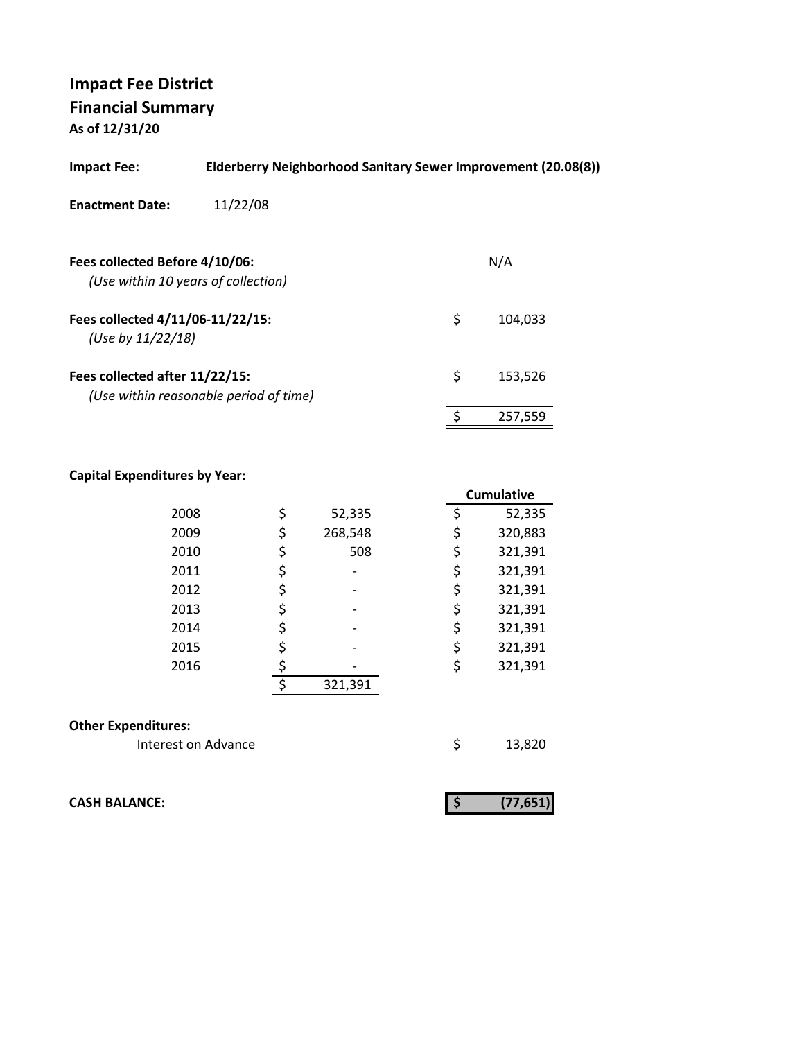# Impact Fee District
## Financial Summary
**As of 12/31/20**

**Impact Fee:** **Elderberry Neighborhood Sanitary Sewer Improvement (20.08(8))**

**Enactment Date:** 11/22/08

| | |
|---|---|
| **Fees collected Before 4/10/06:** *(Use within 10 years of collection)* | N/A |
| **Fees collected 4/11/06-11/22/15:** *(Use by 11/22/18)* | $ 104,033 |
| **Fees collected after 11/22/15:** *(Use within reasonable period of time)* | $ 153,526 |
| | $ 257,559 |

**Capital Expenditures by Year:**

| Year | Amount | Cumulative |
|---|---|---|
| 2008 | $ 52,335 | $ 52,335 |
| 2009 | $ 268,548 | $ 320,883 |
| 2010 | $ 508 | $ 321,391 |
| 2011 | $ - | $ 321,391 |
| 2012 | $ - | $ 321,391 |
| 2013 | $ - | $ 321,391 |
| 2014 | $ - | $ 321,391 |
| 2015 | $ - | $ 321,391 |
| 2016 | $ - | $ 321,391 |
| | $ 321,391 | |

**Other Expenditures:**

| | |
|---|---|
| Interest on Advance | $ 13,820 |

**CASH BALANCE:** **$ (77,651)**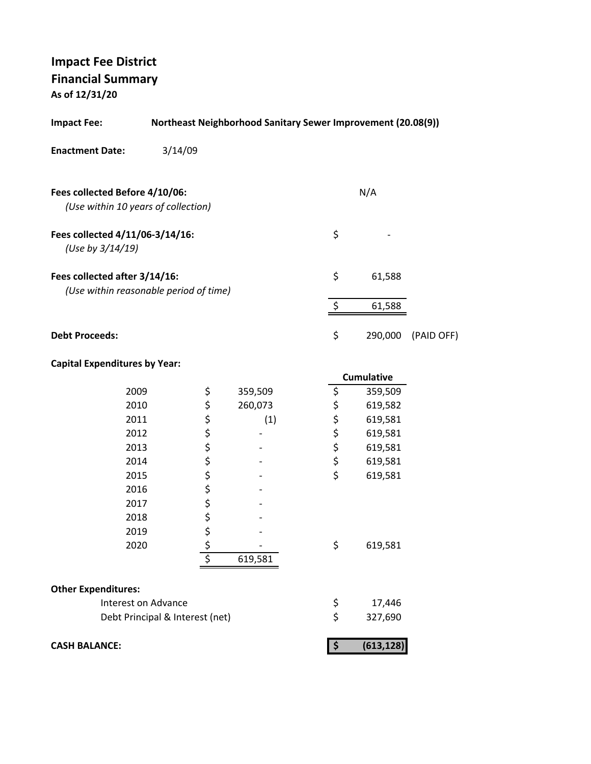# Impact Fee District
## Financial Summary
**As of 12/31/20**

**Impact Fee:** **Northeast Neighborhood Sanitary Sewer Improvement (20.08(9))**

**Enactment Date:** 3/14/09

| | | |
|---|---|---|
| **Fees collected Before 4/10/06:** *(Use within 10 years of collection)* | | N/A |
| **Fees collected 4/11/06-3/14/16:** *(Use by 3/14/19)* | $ | - |
| **Fees collected after 3/14/16:** *(Use within reasonable period of time)* | $ | 61,588 |
| | $ | 61,588 |
| **Debt Proceeds:** | $ | 290,000 (PAID OFF) |

**Capital Expenditures by Year:**

| Year | | Amount | | Cumulative |
|---|---|---|---|---|
| 2009 | $ | 359,509 | $ | 359,509 |
| 2010 | $ | 260,073 | $ | 619,582 |
| 2011 | $ | (1) | $ | 619,581 |
| 2012 | $ | - | $ | 619,581 |
| 2013 | $ | - | $ | 619,581 |
| 2014 | $ | - | $ | 619,581 |
| 2015 | $ | - | $ | 619,581 |
| 2016 | $ | - | | |
| 2017 | $ | - | | |
| 2018 | $ | - | | |
| 2019 | $ | - | | |
| 2020 | $ | - | $ | 619,581 |
| | $ | 619,581 | | |

**Other Expenditures:**

| | | |
|---|---|---|
| Interest on Advance | $ | 17,446 |
| Debt Principal & Interest (net) | $ | 327,690 |

| | | |
|---|---|---|
| **CASH BALANCE:** | **$** | **(613,128)** |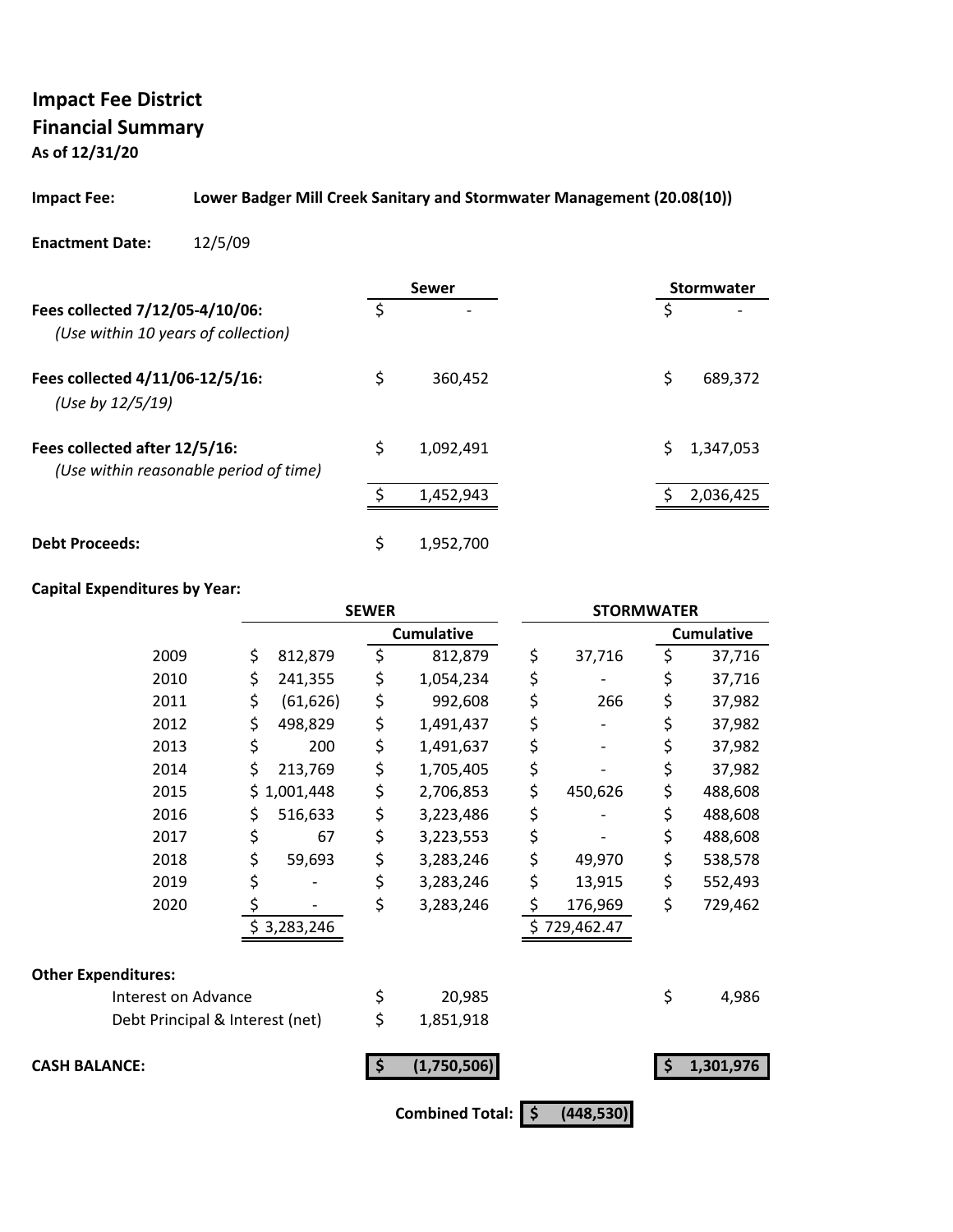**Impact Fee District**

**Financial Summary**

**As of 12/31/20**

**Impact Fee:** **Lower Badger Mill Creek Sanitary and Stormwater Management (20.08(10))**

**Enactment Date:** 12/5/09

| | Sewer | Stormwater |
|---|---|---|
| **Fees collected 7/12/05-4/10/06:** *(Use within 10 years of collection)* | $ - | $ - |
| **Fees collected 4/11/06-12/5/16:** *(Use by 12/5/19)* | $ 360,452 | $ 689,372 |
| **Fees collected after 12/5/16:** *(Use within reasonable period of time)* | $ 1,092,491 | $ 1,347,053 |
| | $ 1,452,943 | $ 2,036,425 |
| **Debt Proceeds:** | $ 1,952,700 | |

**Capital Expenditures by Year:**

| | SEWER | | STORMWATER | |
|---|---|---|---|---|
| | | Cumulative | | Cumulative |
| 2009 | $ 812,879 | $ 812,879 | $ 37,716 | $ 37,716 |
| 2010 | $ 241,355 | $ 1,054,234 | $ - | $ 37,716 |
| 2011 | $ (61,626) | $ 992,608 | $ 266 | $ 37,982 |
| 2012 | $ 498,829 | $ 1,491,437 | $ - | $ 37,982 |
| 2013 | $ 200 | $ 1,491,637 | $ - | $ 37,982 |
| 2014 | $ 213,769 | $ 1,705,405 | $ - | $ 37,982 |
| 2015 | $ 1,001,448 | $ 2,706,853 | $ 450,626 | $ 488,608 |
| 2016 | $ 516,633 | $ 3,223,486 | $ - | $ 488,608 |
| 2017 | $ 67 | $ 3,223,553 | $ - | $ 488,608 |
| 2018 | $ 59,693 | $ 3,283,246 | $ 49,970 | $ 538,578 |
| 2019 | $ - | $ 3,283,246 | $ 13,915 | $ 552,493 |
| 2020 | $ - | $ 3,283,246 | $ 176,969 | $ 729,462 |
| | $ 3,283,246 | | $ 729,462.47 | |

**Other Expenditures:**

| | Sewer | Stormwater |
|---|---|---|
| Interest on Advance | $ 20,985 | $ 4,986 |
| Debt Principal & Interest (net) | $ 1,851,918 | |
| **CASH BALANCE:** | **$ (1,750,506)** | **$ 1,301,976** |

**Combined Total: $ (448,530)**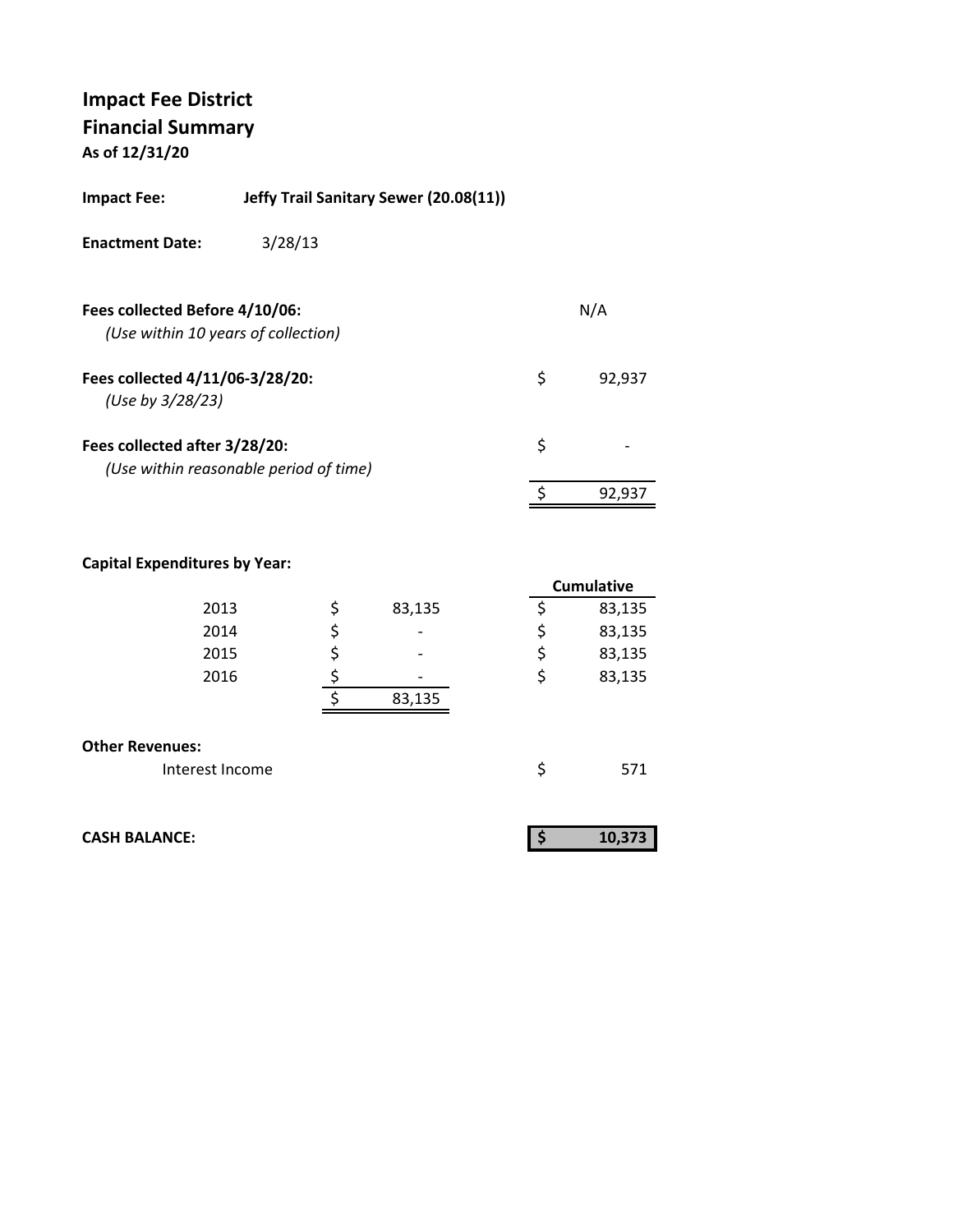# Impact Fee District
## Financial Summary
**As of 12/31/20**

**Impact Fee:** **Jeffy Trail Sanitary Sewer (20.08(11))**

**Enactment Date:** 3/28/13

| | | |
|---|---|---|
| **Fees collected Before 4/10/06:** *(Use within 10 years of collection)* | | N/A |
| **Fees collected 4/11/06-3/28/20:** *(Use by 3/28/23)* | $ | 92,937 |
| **Fees collected after 3/28/20:** *(Use within reasonable period of time)* | $ | - |
| | $ | 92,937 |

**Capital Expenditures by Year:**

| Year | | | | Cumulative |
|---|---|---|---|---|
| 2013 | $ | 83,135 | $ | 83,135 |
| 2014 | $ | - | $ | 83,135 |
| 2015 | $ | - | $ | 83,135 |
| 2016 | $ | - | $ | 83,135 |
| | $ | 83,135 | | |

**Other Revenues:**

| | | |
|---|---|---|
| Interest Income | $ | 571 |

| | | |
|---|---|---|
| **CASH BALANCE:** | **$** | **10,373** |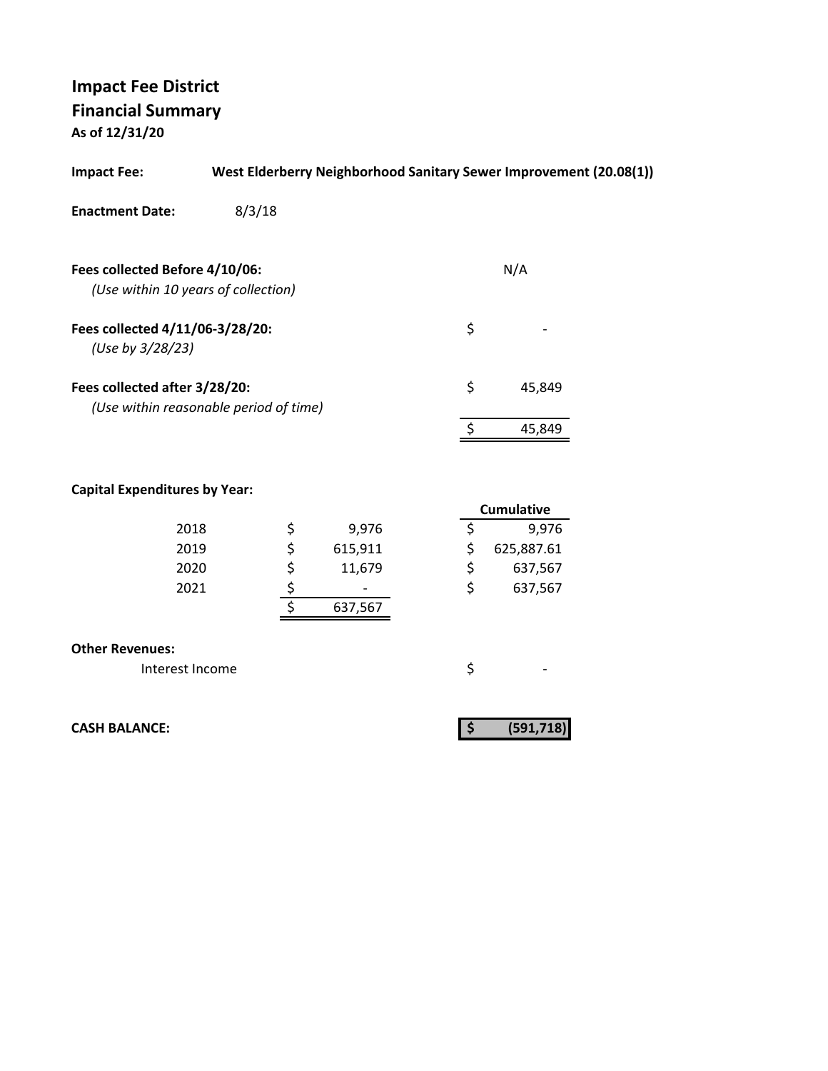# Impact Fee District
## Financial Summary
**As of 12/31/20**

**Impact Fee:** **West Elderberry Neighborhood Sanitary Sewer Improvement (20.08(1))**

**Enactment Date:** 8/3/18

| | | |
|---|---|---|
| **Fees collected Before 4/10/06:** *(Use within 10 years of collection)* | | N/A |
| **Fees collected 4/11/06-3/28/20:** *(Use by 3/28/23)* | $ | - |
| **Fees collected after 3/28/20:** *(Use within reasonable period of time)* | $ | 45,849 |
| | $ | 45,849 |

**Capital Expenditures by Year:**

| Year | | Amount | | Cumulative |
|---|---|---|---|---|
| 2018 | $ | 9,976 | $ | 9,976 |
| 2019 | $ | 615,911 | $ | 625,887.61 |
| 2020 | $ | 11,679 | $ | 637,567 |
| 2021 | $ | - | $ | 637,567 |
| | $ | 637,567 | | |

**Other Revenues:**

| | | |
|---|---|---|
| Interest Income | $ | - |

| | | |
|---|---|---|
| **CASH BALANCE:** | **$** | **(591,718)** |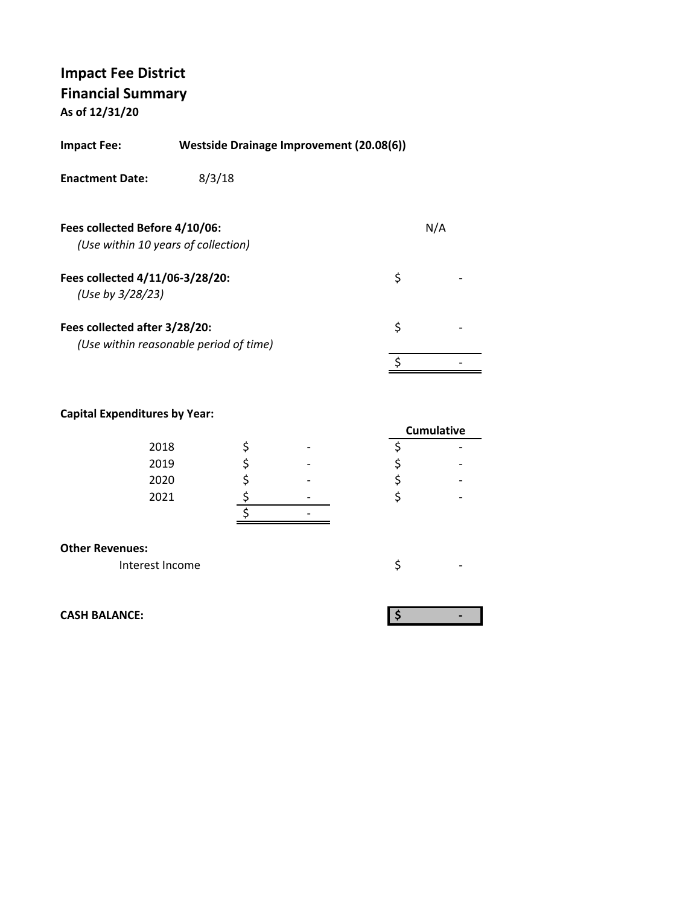# Impact Fee District
## Financial Summary
**As of 12/31/20**

**Impact Fee:** **Westside Drainage Improvement (20.08(6))**

**Enactment Date:** 8/3/18

| | |
|---|---|
| **Fees collected Before 4/10/06:** | N/A |
| *(Use within 10 years of collection)* | |
| **Fees collected 4/11/06-3/28/20:** | $ - |
| *(Use by 3/28/23)* | |
| **Fees collected after 3/28/20:** | $ - |
| *(Use within reasonable period of time)* | |
| | $ - |

**Capital Expenditures by Year:**

| | | Cumulative |
|---|---|---|
| 2018 | $ - | $ - |
| 2019 | $ - | $ - |
| 2020 | $ - | $ - |
| 2021 | $ - | $ - |
| | $ - | |

**Other Revenues:**

| | |
|---|---|
| Interest Income | $ - |

**CASH BALANCE:** **$ -**